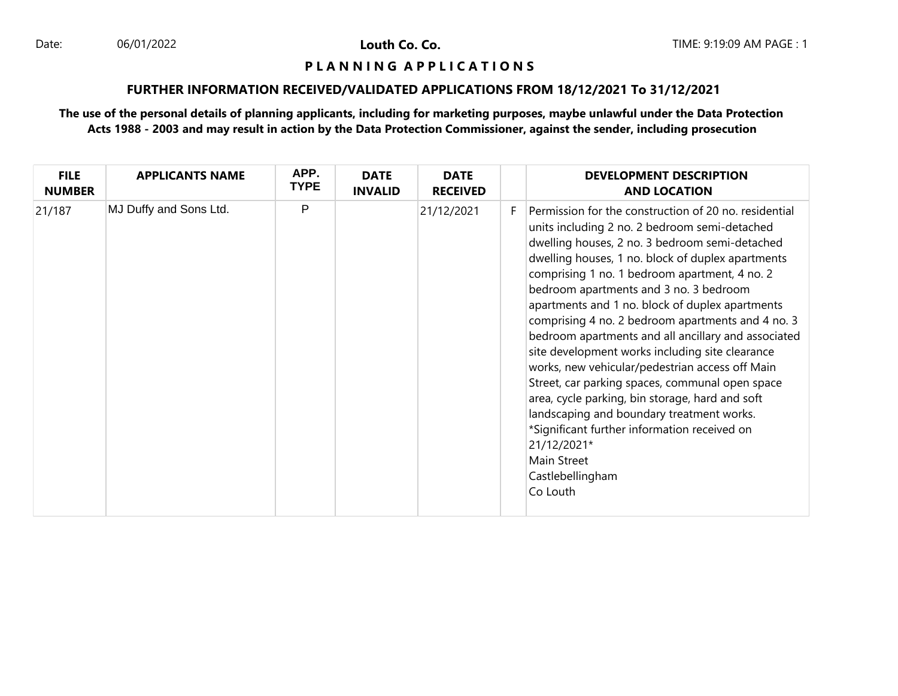Date: 06/01/2022

**Louth Co. Co.**

TIME: 9:19:09 AM PAGE : 1

## P L A N N I N G A P P L I C A T I O N S

### FURTHER INFORMATION RECEIVED/VALIDATED APPLICATIONS FROM 18/12/2021 To 31/12/2021

**The use of the personal details of planning applicants, including for marketing purposes, maybe unlawful under the Data Protection Acts 1988 - 2003 and may result in action by the Data Protection Commissioner, against the sender, including prosecution**

| FILE NUMBER | APPLICANTS NAME | APP. TYPE | DATE INVALID | DATE RECEIVED | | DEVELOPMENT DESCRIPTION AND LOCATION |
|---|---|---|---|---|---|---|
| 21/187 | MJ Duffy and Sons Ltd. | P | | 21/12/2021 | F | Permission for the construction of 20 no. residential units including 2 no. 2 bedroom semi-detached dwelling houses, 2 no. 3 bedroom semi-detached dwelling houses, 1 no. block of duplex apartments comprising 1 no. 1 bedroom apartment, 4 no. 2 bedroom apartments and 3 no. 3 bedroom apartments and 1 no. block of duplex apartments comprising 4 no. 2 bedroom apartments and 4 no. 3 bedroom apartments and all ancillary and associated site development works including site clearance works, new vehicular/pedestrian access off Main Street, car parking spaces, communal open space area, cycle parking, bin storage, hard and soft landscaping and boundary treatment works. *Significant further information received on 21/12/2021* Main Street Castlebellingham Co Louth |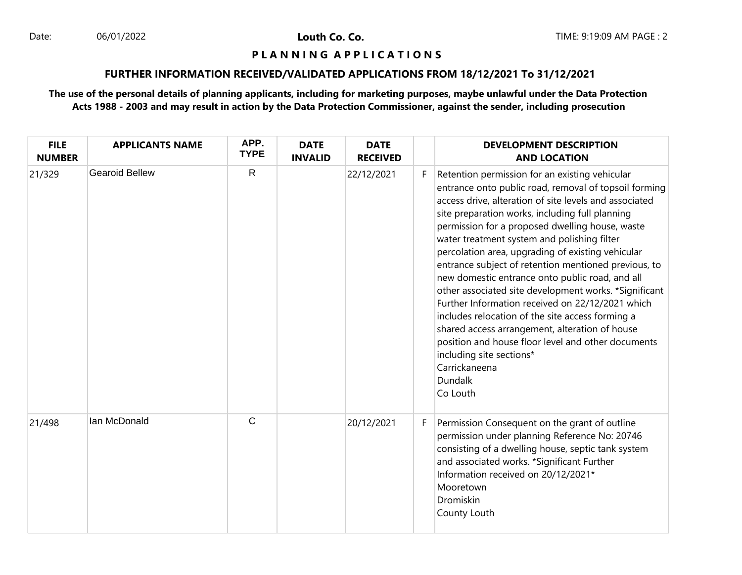**Louth Co. Co.**

**P L A N N I N G A P P L I C A T I O N S**

**FURTHER INFORMATION RECEIVED/VALIDATED APPLICATIONS FROM 18/12/2021 To 31/12/2021**

**The use of the personal details of planning applicants, including for marketing purposes, maybe unlawful under the Data Protection Acts 1988 - 2003 and may result in action by the Data Protection Commissioner, against the sender, including prosecution**

| FILE NUMBER | APPLICANTS NAME | APP. TYPE | DATE INVALID | DATE RECEIVED | | DEVELOPMENT DESCRIPTION AND LOCATION |
|---|---|---|---|---|---|---|
| 21/329 | Gearoid Bellew | R | | 22/12/2021 | F | Retention permission for an existing vehicular entrance onto public road, removal of topsoil forming access drive, alteration of site levels and associated site preparation works, including full planning permission for a proposed dwelling house, waste water treatment system and polishing filter percolation area, upgrading of existing vehicular entrance subject of retention mentioned previous, to new domestic entrance onto public road, and all other associated site development works. *Significant Further Information received on 22/12/2021 which includes relocation of the site access forming a shared access arrangement, alteration of house position and house floor level and other documents including site sections* Carrickaneena Dundalk Co Louth |
| 21/498 | Ian McDonald | C | | 20/12/2021 | F | Permission Consequent on the grant of outline permission under planning Reference No: 20746 consisting of a dwelling house, septic tank system and associated works. *Significant Further Information received on 20/12/2021* Mooretown Dromiskin County Louth |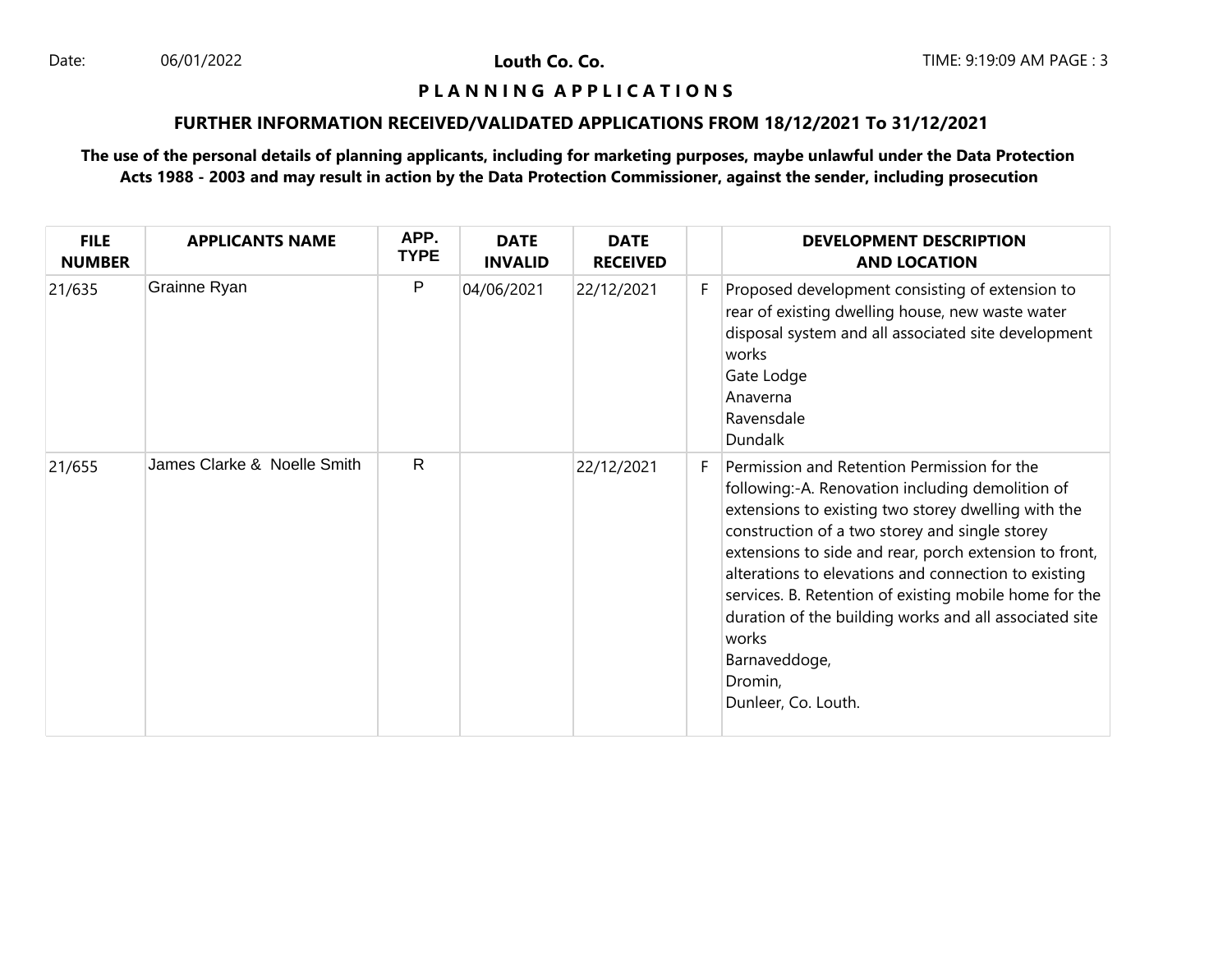**Louth Co. Co.**

**P L A N N I N G A P P L I C A T I O N S**

**FURTHER INFORMATION RECEIVED/VALIDATED APPLICATIONS FROM 18/12/2021 To 31/12/2021**

**The use of the personal details of planning applicants, including for marketing purposes, maybe unlawful under the Data Protection Acts 1988 - 2003 and may result in action by the Data Protection Commissioner, against the sender, including prosecution**

| FILE NUMBER | APPLICANTS NAME | APP. TYPE | DATE INVALID | DATE RECEIVED | | DEVELOPMENT DESCRIPTION AND LOCATION |
|---|---|---|---|---|---|---|
| 21/635 | Grainne Ryan | P | 04/06/2021 | 22/12/2021 | F | Proposed development consisting of extension to rear of existing dwelling house, new waste water disposal system and all associated site development works<br>Gate Lodge<br>Anaverna<br>Ravensdale<br>Dundalk |
| 21/655 | James Clarke & Noelle Smith | R | | 22/12/2021 | F | Permission and Retention Permission for the following:-A. Renovation including demolition of extensions to existing two storey dwelling with the construction of a two storey and single storey extensions to side and rear, porch extension to front, alterations to elevations and connection to existing services. B. Retention of existing mobile home for the duration of the building works and all associated site works<br>Barnaveddoge,<br>Dromin,<br>Dunleer, Co. Louth. |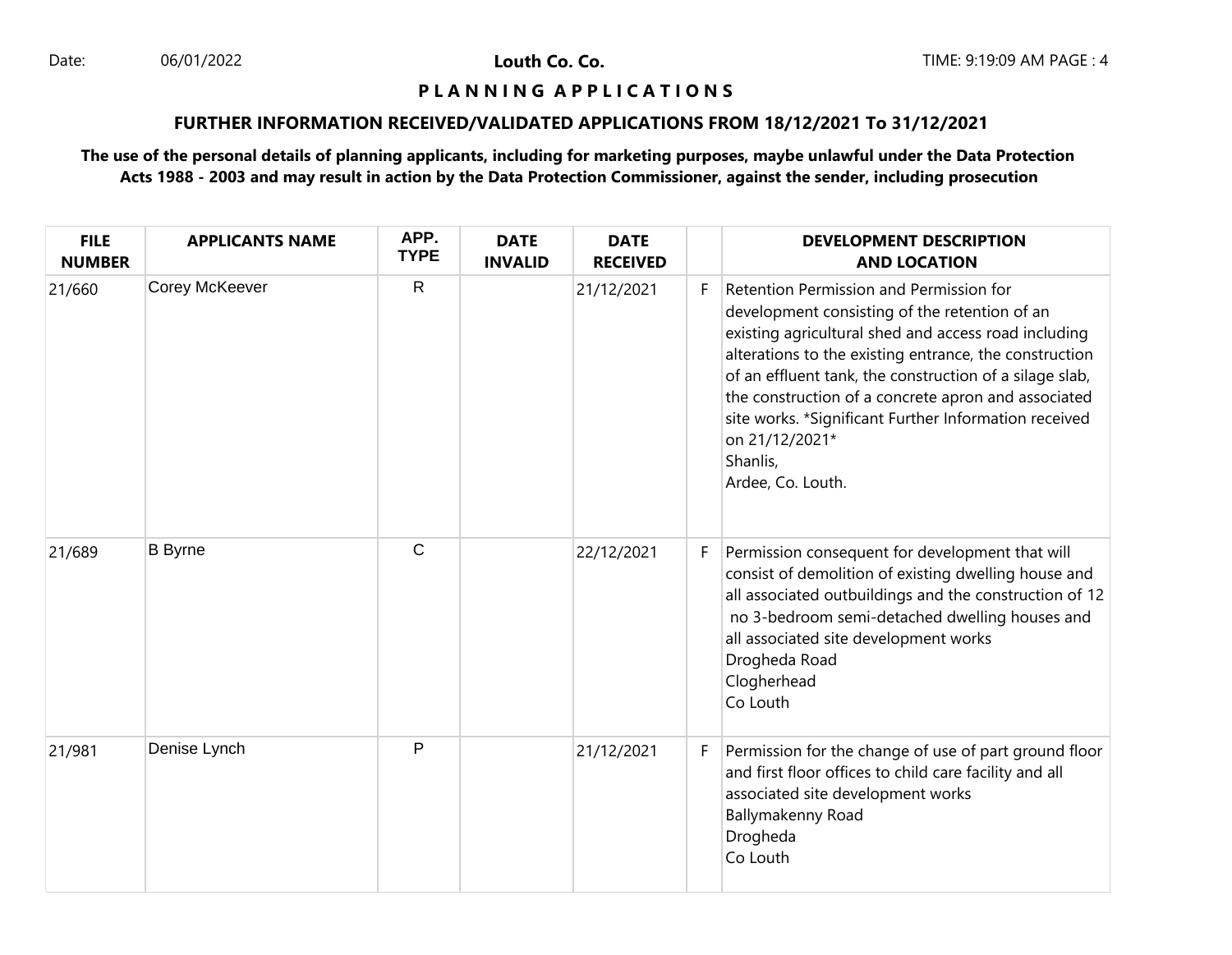**Louth Co. Co.**

**P L A N N I N G A P P L I C A T I O N S**

## FURTHER INFORMATION RECEIVED/VALIDATED APPLICATIONS FROM 18/12/2021 To 31/12/2021

**The use of the personal details of planning applicants, including for marketing purposes, maybe unlawful under the Data Protection Acts 1988 - 2003 and may result in action by the Data Protection Commissioner, against the sender, including prosecution**

| FILE NUMBER | APPLICANTS NAME | APP. TYPE | DATE INVALID | DATE RECEIVED | | DEVELOPMENT DESCRIPTION AND LOCATION |
|---|---|---|---|---|---|---|
| 21/660 | Corey McKeever | R | | 21/12/2021 | F | Retention Permission and Permission for development consisting of the retention of an existing agricultural shed and access road including alterations to the existing entrance, the construction of an effluent tank, the construction of a silage slab, the construction of a concrete apron and associated site works. *Significant Further Information received on 21/12/2021* Shanlis, Ardee, Co. Louth. |
| 21/689 | B Byrne | C | | 22/12/2021 | F | Permission consequent for development that will consist of demolition of existing dwelling house and all associated outbuildings and the construction of 12 no 3-bedroom semi-detached dwelling houses and all associated site development works Drogheda Road Clogherhead Co Louth |
| 21/981 | Denise Lynch | P | | 21/12/2021 | F | Permission for the change of use of part ground floor and first floor offices to child care facility and all associated site development works Ballymakenny Road Drogheda Co Louth |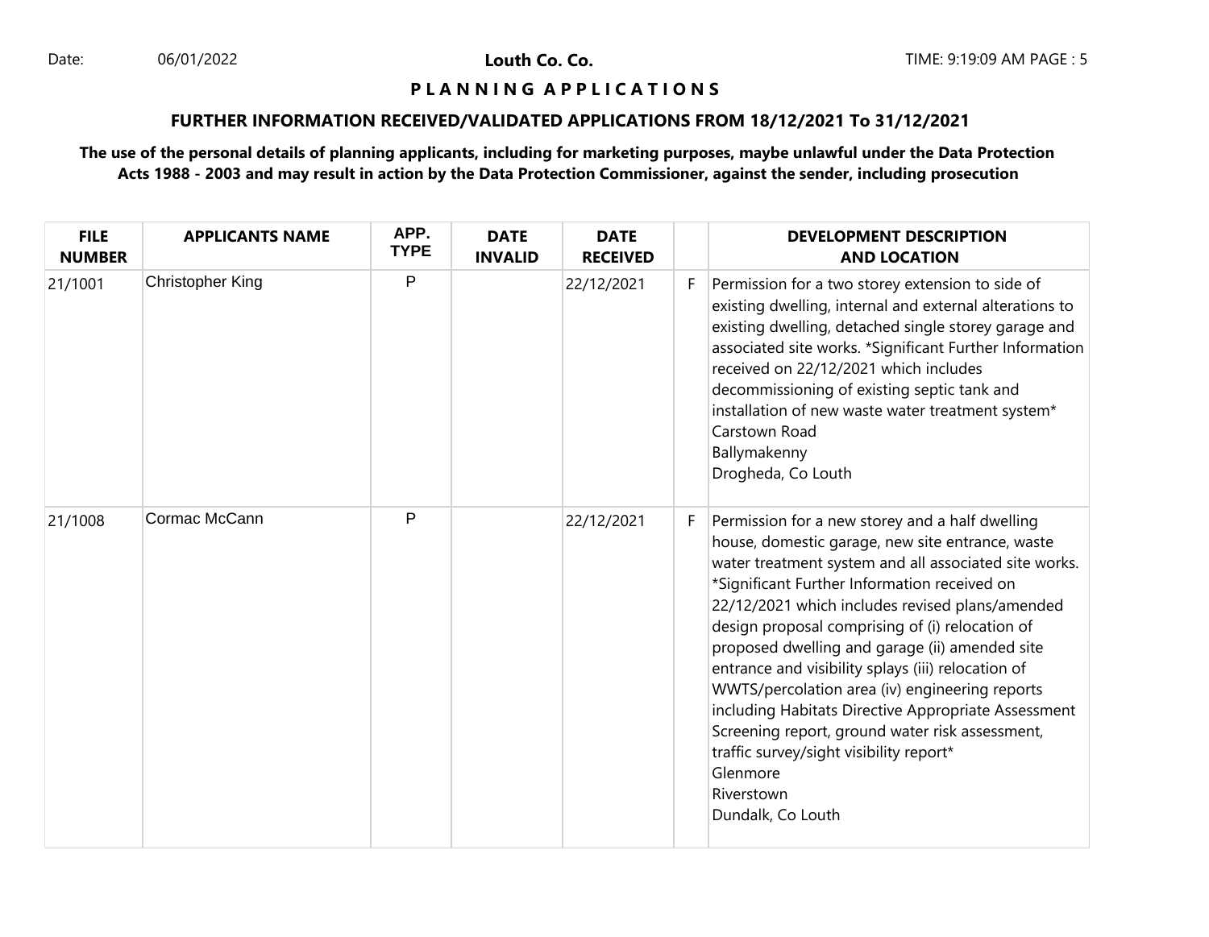**Louth Co. Co.**

**P L A N N I N G A P P L I C A T I O N S**

**FURTHER INFORMATION RECEIVED/VALIDATED APPLICATIONS FROM 18/12/2021 To 31/12/2021**

**The use of the personal details of planning applicants, including for marketing purposes, maybe unlawful under the Data Protection Acts 1988 - 2003 and may result in action by the Data Protection Commissioner, against the sender, including prosecution**

| FILE NUMBER | APPLICANTS NAME | APP. TYPE | DATE INVALID | DATE RECEIVED | | DEVELOPMENT DESCRIPTION AND LOCATION |
|---|---|---|---|---|---|---|
| 21/1001 | Christopher King | P | | 22/12/2021 | F | Permission for a two storey extension to side of existing dwelling, internal and external alterations to existing dwelling, detached single storey garage and associated site works. *Significant Further Information received on 22/12/2021 which includes decommissioning of existing septic tank and installation of new waste water treatment system* Carstown Road Ballymakenny Drogheda, Co Louth |
| 21/1008 | Cormac McCann | P | | 22/12/2021 | F | Permission for a new storey and a half dwelling house, domestic garage, new site entrance, waste water treatment system and all associated site works. *Significant Further Information received on 22/12/2021 which includes revised plans/amended design proposal comprising of (i) relocation of proposed dwelling and garage (ii) amended site entrance and visibility splays (iii) relocation of WWTS/percolation area (iv) engineering reports including Habitats Directive Appropriate Assessment Screening report, ground water risk assessment, traffic survey/sight visibility report* Glenmore Riverstown Dundalk, Co Louth |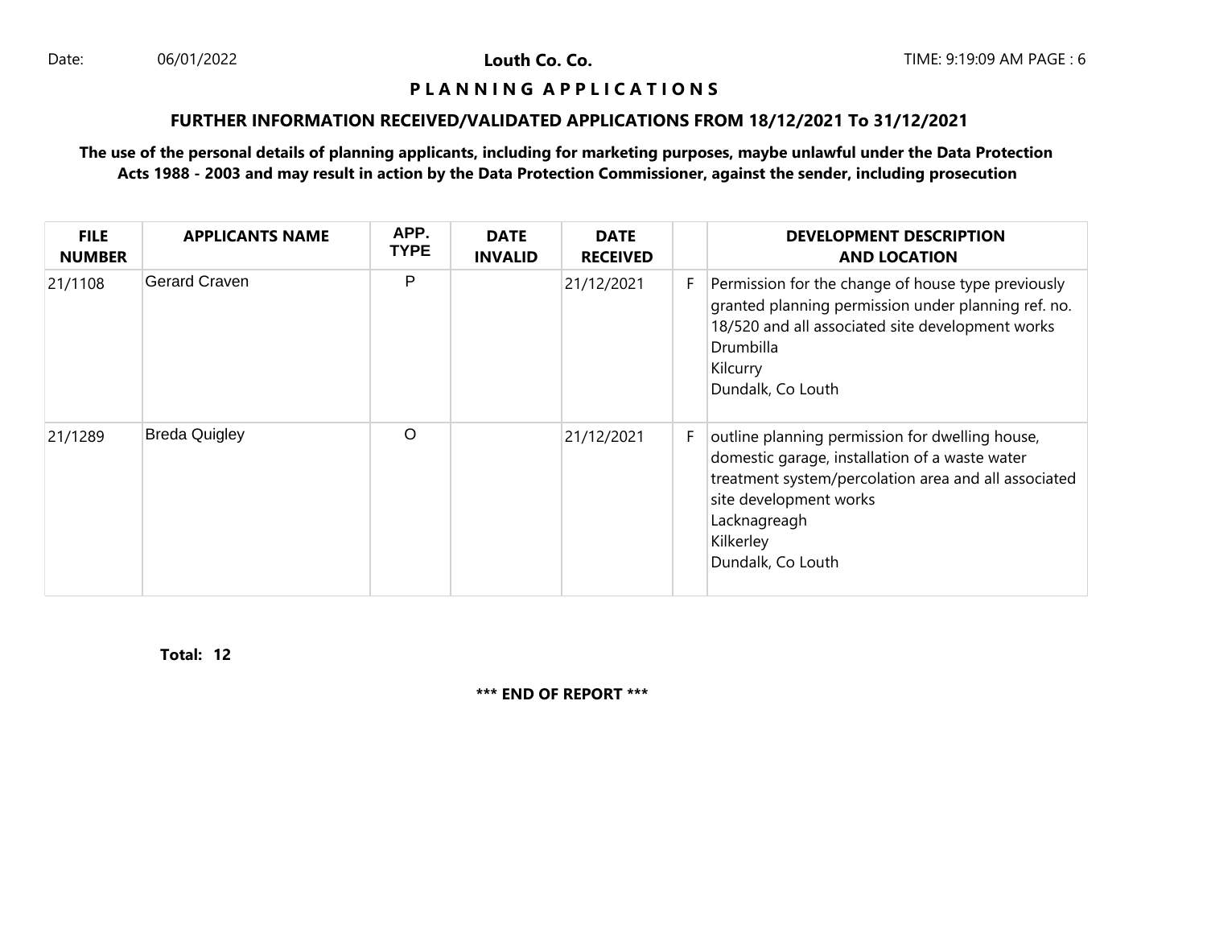**Louth Co. Co.**

**P L A N N I N G  A P P L I C A T I O N S**

**FURTHER INFORMATION RECEIVED/VALIDATED APPLICATIONS FROM 18/12/2021 To 31/12/2021**

**The use of the personal details of planning applicants, including for marketing purposes, maybe unlawful under the Data Protection Acts 1988 - 2003 and may result in action by the Data Protection Commissioner, against the sender, including prosecution**

| FILE NUMBER | APPLICANTS NAME | APP. TYPE | DATE INVALID | DATE RECEIVED | | DEVELOPMENT DESCRIPTION AND LOCATION |
|---|---|---|---|---|---|---|
| 21/1108 | Gerard Craven | P | | 21/12/2021 | F | Permission for the change of house type previously granted planning permission under planning ref. no. 18/520 and all associated site development works<br>Drumbilla<br>Kilcurry<br>Dundalk, Co Louth |
| 21/1289 | Breda Quigley | O | | 21/12/2021 | F | outline planning permission for dwelling house, domestic garage, installation of a waste water treatment system/percolation area and all associated site development works<br>Lacknagreagh<br>Kilkerley<br>Dundalk, Co Louth |

**Total: 12**

**\*\*\* END OF REPORT \*\*\***